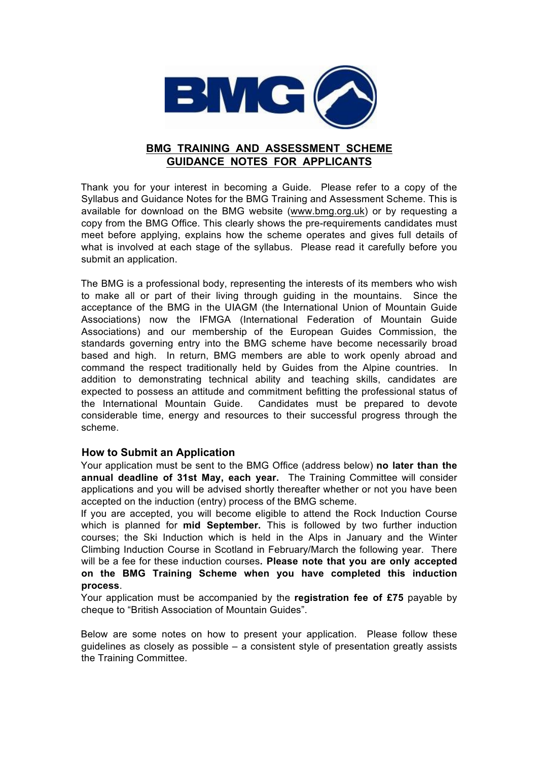# BMG TRAINING AND ASSESSMENT SCHEME
# GUIDANCE NOTES FOR APPLICANTS

Thank you for your interest in becoming a Guide. Please refer to a copy of the Syllabus and Guidance Notes for the BMG Training and Assessment Scheme. This is available for download on the BMG website (www.bmg.org.uk) or by requesting a copy from the BMG Office. This clearly shows the pre-requirements candidates must meet before applying, explains how the scheme operates and gives full details of what is involved at each stage of the syllabus. Please read it carefully before you submit an application.

The BMG is a professional body, representing the interests of its members who wish to make all or part of their living through guiding in the mountains. Since the acceptance of the BMG in the UIAGM (the International Union of Mountain Guide Associations) now the IFMGA (International Federation of Mountain Guide Associations) and our membership of the European Guides Commission, the standards governing entry into the BMG scheme have become necessarily broad based and high. In return, BMG members are able to work openly abroad and command the respect traditionally held by Guides from the Alpine countries. In addition to demonstrating technical ability and teaching skills, candidates are expected to possess an attitude and commitment befitting the professional status of the International Mountain Guide. Candidates must be prepared to devote considerable time, energy and resources to their successful progress through the scheme.

## How to Submit an Application

Your application must be sent to the BMG Office (address below) **no later than the annual deadline of 31st May, each year.** The Training Committee will consider applications and you will be advised shortly thereafter whether or not you have been accepted on the induction (entry) process of the BMG scheme.

If you are accepted, you will become eligible to attend the Rock Induction Course which is planned for **mid September.** This is followed by two further induction courses; the Ski Induction which is held in the Alps in January and the Winter Climbing Induction Course in Scotland in February/March the following year. There will be a fee for these induction courses**. Please note that you are only accepted on the BMG Training Scheme when you have completed this induction process**.

Your application must be accompanied by the **registration fee of £75** payable by cheque to "British Association of Mountain Guides".

Below are some notes on how to present your application. Please follow these guidelines as closely as possible – a consistent style of presentation greatly assists the Training Committee.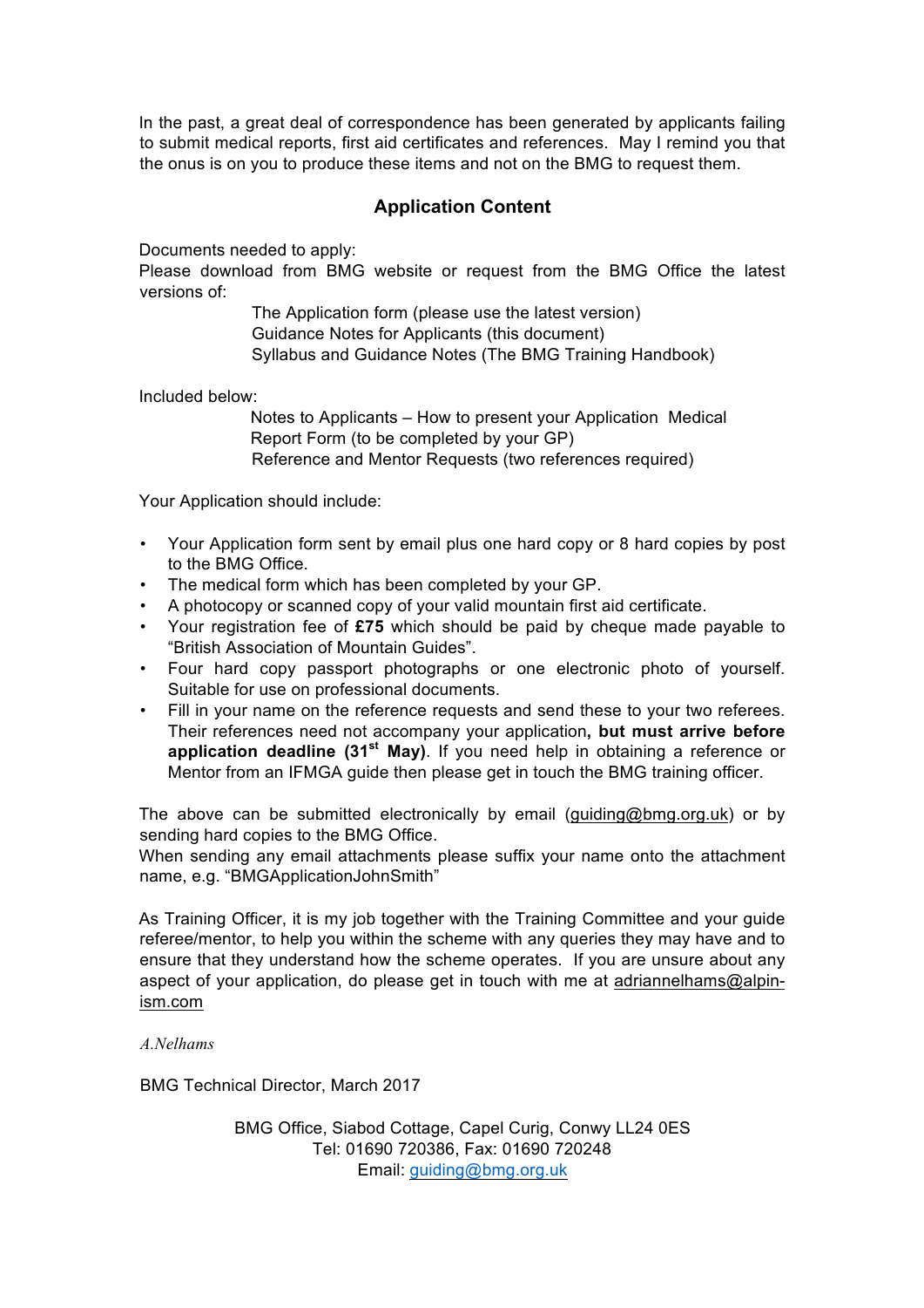In the past, a great deal of correspondence has been generated by applicants failing to submit medical reports, first aid certificates and references. May I remind you that the onus is on you to produce these items and not on the BMG to request them.

## Application Content

Documents needed to apply:
Please download from BMG website or request from the BMG Office the latest versions of:

The Application form (please use the latest version)
Guidance Notes for Applicants (this document)
Syllabus and Guidance Notes (The BMG Training Handbook)

Included below:

Notes to Applicants – How to present your Application Medical Report Form (to be completed by your GP)
Reference and Mentor Requests (two references required)

Your Application should include:

- Your Application form sent by email plus one hard copy or 8 hard copies by post to the BMG Office.
- The medical form which has been completed by your GP.
- A photocopy or scanned copy of your valid mountain first aid certificate.
- Your registration fee of **£75** which should be paid by cheque made payable to "British Association of Mountain Guides".
- Four hard copy passport photographs or one electronic photo of yourself. Suitable for use on professional documents.
- Fill in your name on the reference requests and send these to your two referees. Their references need not accompany your application**, but must arrive before application deadline (31st May)**. If you need help in obtaining a reference or Mentor from an IFMGA guide then please get in touch the BMG training officer.

The above can be submitted electronically by email (guiding@bmg.org.uk) or by sending hard copies to the BMG Office.
When sending any email attachments please suffix your name onto the attachment name, e.g. "BMGApplicationJohnSmith"

As Training Officer, it is my job together with the Training Committee and your guide referee/mentor, to help you within the scheme with any queries they may have and to ensure that they understand how the scheme operates. If you are unsure about any aspect of your application, do please get in touch with me at adriannelhams@alpin-ism.com

*A.Nelhams*

BMG Technical Director, March 2017

BMG Office, Siabod Cottage, Capel Curig, Conwy LL24 0ES
Tel: 01690 720386, Fax: 01690 720248
Email: guiding@bmg.org.uk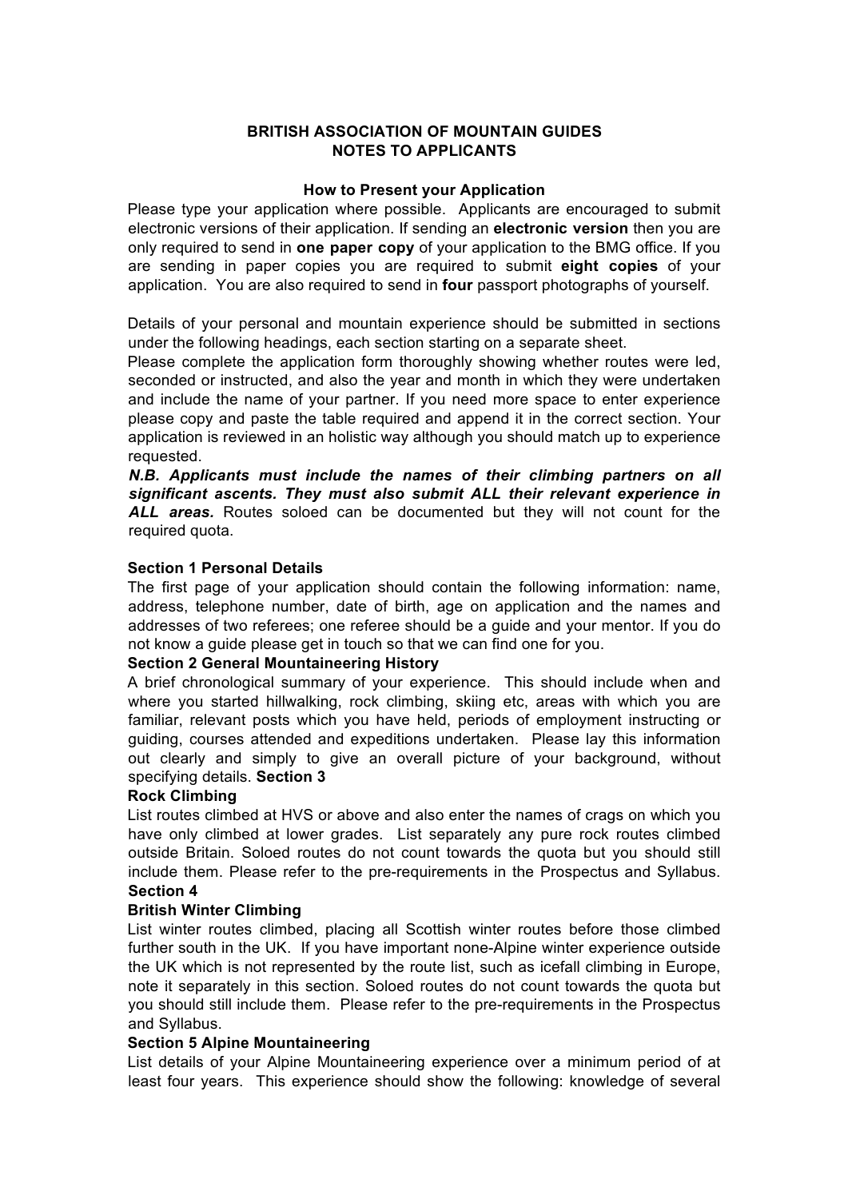**BRITISH ASSOCIATION OF MOUNTAIN GUIDES**
**NOTES TO APPLICANTS**

**How to Present your Application**

Please type your application where possible. Applicants are encouraged to submit electronic versions of their application. If sending an **electronic version** then you are only required to send in **one paper copy** of your application to the BMG office. If you are sending in paper copies you are required to submit **eight copies** of your application. You are also required to send in **four** passport photographs of yourself.

Details of your personal and mountain experience should be submitted in sections under the following headings, each section starting on a separate sheet.

Please complete the application form thoroughly showing whether routes were led, seconded or instructed, and also the year and month in which they were undertaken and include the name of your partner. If you need more space to enter experience please copy and paste the table required and append it in the correct section. Your application is reviewed in an holistic way although you should match up to experience requested.

***N.B. Applicants must include the names of their climbing partners on all significant ascents. They must also submit ALL their relevant experience in ALL areas.*** Routes soloed can be documented but they will not count for the required quota.

**Section 1 Personal Details**

The first page of your application should contain the following information: name, address, telephone number, date of birth, age on application and the names and addresses of two referees; one referee should be a guide and your mentor. If you do not know a guide please get in touch so that we can find one for you.

**Section 2 General Mountaineering History**

A brief chronological summary of your experience. This should include when and where you started hillwalking, rock climbing, skiing etc, areas with which you are familiar, relevant posts which you have held, periods of employment instructing or guiding, courses attended and expeditions undertaken. Please lay this information out clearly and simply to give an overall picture of your background, without specifying details.

**Section 3**
**Rock Climbing**

List routes climbed at HVS or above and also enter the names of crags on which you have only climbed at lower grades. List separately any pure rock routes climbed outside Britain. Soloed routes do not count towards the quota but you should still include them. Please refer to the pre-requirements in the Prospectus and Syllabus.

**Section 4**
**British Winter Climbing**

List winter routes climbed, placing all Scottish winter routes before those climbed further south in the UK. If you have important none-Alpine winter experience outside the UK which is not represented by the route list, such as icefall climbing in Europe, note it separately in this section. Soloed routes do not count towards the quota but you should still include them. Please refer to the pre-requirements in the Prospectus and Syllabus.

**Section 5 Alpine Mountaineering**

List details of your Alpine Mountaineering experience over a minimum period of at least four years. This experience should show the following: knowledge of several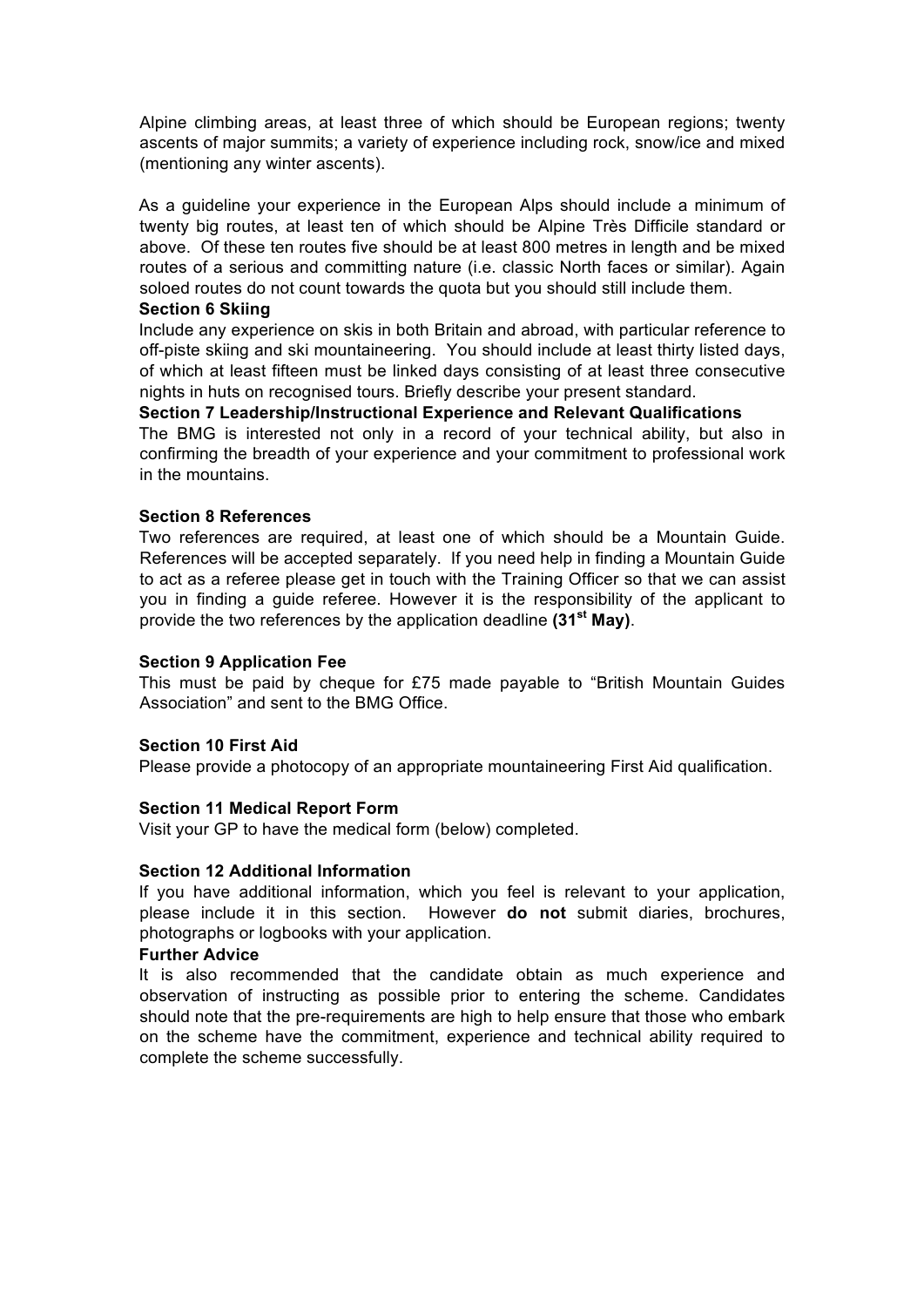Alpine climbing areas, at least three of which should be European regions; twenty ascents of major summits; a variety of experience including rock, snow/ice and mixed (mentioning any winter ascents).

As a guideline your experience in the European Alps should include a minimum of twenty big routes, at least ten of which should be Alpine Très Difficile standard or above. Of these ten routes five should be at least 800 metres in length and be mixed routes of a serious and committing nature (i.e. classic North faces or similar). Again soloed routes do not count towards the quota but you should still include them.

**Section 6 Skiing**

Include any experience on skis in both Britain and abroad, with particular reference to off-piste skiing and ski mountaineering. You should include at least thirty listed days, of which at least fifteen must be linked days consisting of at least three consecutive nights in huts on recognised tours. Briefly describe your present standard.

**Section 7 Leadership/Instructional Experience and Relevant Qualifications**

The BMG is interested not only in a record of your technical ability, but also in confirming the breadth of your experience and your commitment to professional work in the mountains.

**Section 8 References**

Two references are required, at least one of which should be a Mountain Guide. References will be accepted separately. If you need help in finding a Mountain Guide to act as a referee please get in touch with the Training Officer so that we can assist you in finding a guide referee. However it is the responsibility of the applicant to provide the two references by the application deadline **(31st May)**.

**Section 9 Application Fee**

This must be paid by cheque for £75 made payable to "British Mountain Guides Association" and sent to the BMG Office.

**Section 10 First Aid**

Please provide a photocopy of an appropriate mountaineering First Aid qualification.

**Section 11 Medical Report Form**

Visit your GP to have the medical form (below) completed.

**Section 12 Additional Information**

If you have additional information, which you feel is relevant to your application, please include it in this section. However **do not** submit diaries, brochures, photographs or logbooks with your application.

**Further Advice**

It is also recommended that the candidate obtain as much experience and observation of instructing as possible prior to entering the scheme. Candidates should note that the pre-requirements are high to help ensure that those who embark on the scheme have the commitment, experience and technical ability required to complete the scheme successfully.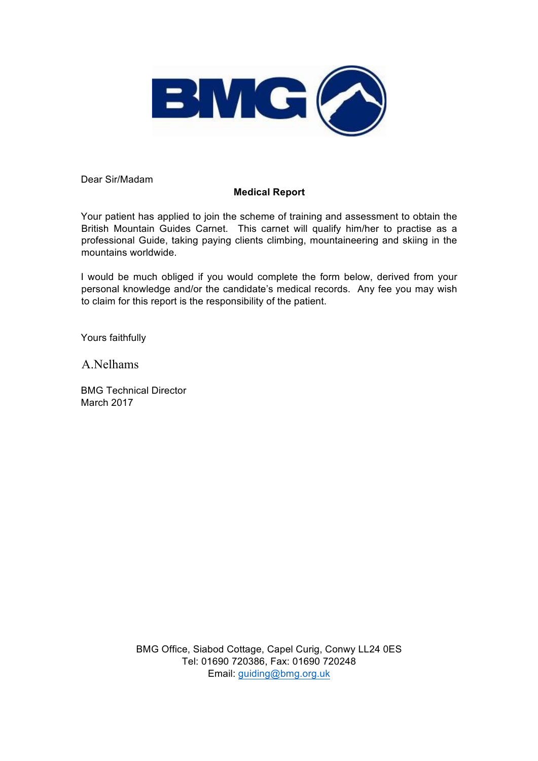Dear Sir/Madam

**Medical Report**

Your patient has applied to join the scheme of training and assessment to obtain the British Mountain Guides Carnet. This carnet will qualify him/her to practise as a professional Guide, taking paying clients climbing, mountaineering and skiing in the mountains worldwide.

I would be much obliged if you would complete the form below, derived from your personal knowledge and/or the candidate's medical records. Any fee you may wish to claim for this report is the responsibility of the patient.

Yours faithfully

A.Nelhams

BMG Technical Director
March 2017

BMG Office, Siabod Cottage, Capel Curig, Conwy LL24 0ES
Tel: 01690 720386, Fax: 01690 720248
Email: guiding@bmg.org.uk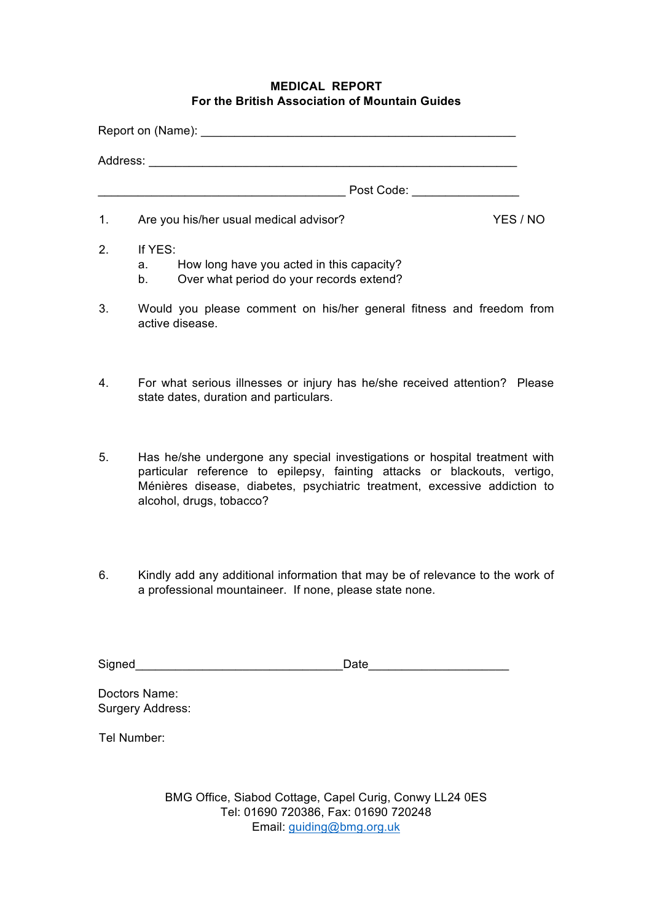**MEDICAL REPORT**
**For the British Association of Mountain Guides**

Report on (Name): ______________________________________________

Address: _______________________________________________________

____________________________________ Post Code: _______________

1. Are you his/her usual medical advisor? YES / NO

2. If YES:
   a. How long have you acted in this capacity?
   b. Over what period do your records extend?

3. Would you please comment on his/her general fitness and freedom from active disease.

4. For what serious illnesses or injury has he/she received attention? Please state dates, duration and particulars.

5. Has he/she undergone any special investigations or hospital treatment with particular reference to epilepsy, fainting attacks or blackouts, vertigo, Ménières disease, diabetes, psychiatric treatment, excessive addiction to alcohol, drugs, tobacco?

6. Kindly add any additional information that may be of relevance to the work of a professional mountaineer. If none, please state none.

Signed______________________________Date____________________

Doctors Name:
Surgery Address:

Tel Number:

BMG Office, Siabod Cottage, Capel Curig, Conwy LL24 0ES
Tel: 01690 720386, Fax: 01690 720248
Email: guiding@bmg.org.uk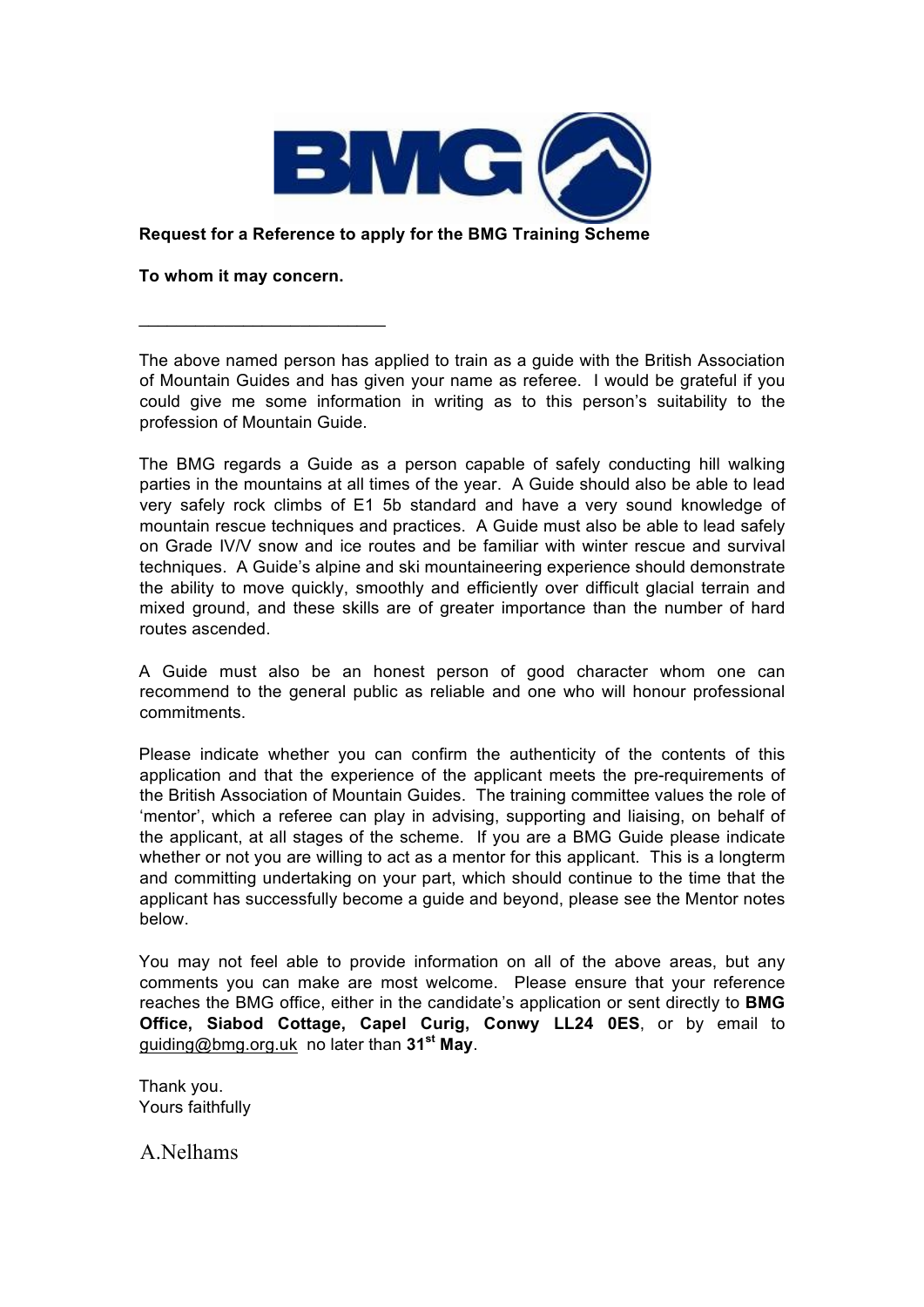**Request for a Reference to apply for the BMG Training Scheme**

**To whom it may concern.**

\_\_\_\_\_\_\_\_\_\_\_\_\_\_\_\_\_\_\_\_\_\_\_\_\_\_\_\_

The above named person has applied to train as a guide with the British Association of Mountain Guides and has given your name as referee. I would be grateful if you could give me some information in writing as to this person's suitability to the profession of Mountain Guide.

The BMG regards a Guide as a person capable of safely conducting hill walking parties in the mountains at all times of the year. A Guide should also be able to lead very safely rock climbs of E1 5b standard and have a very sound knowledge of mountain rescue techniques and practices. A Guide must also be able to lead safely on Grade IV/V snow and ice routes and be familiar with winter rescue and survival techniques. A Guide's alpine and ski mountaineering experience should demonstrate the ability to move quickly, smoothly and efficiently over difficult glacial terrain and mixed ground, and these skills are of greater importance than the number of hard routes ascended.

A Guide must also be an honest person of good character whom one can recommend to the general public as reliable and one who will honour professional commitments.

Please indicate whether you can confirm the authenticity of the contents of this application and that the experience of the applicant meets the pre-requirements of the British Association of Mountain Guides. The training committee values the role of 'mentor', which a referee can play in advising, supporting and liaising, on behalf of the applicant, at all stages of the scheme. If you are a BMG Guide please indicate whether or not you are willing to act as a mentor for this applicant. This is a longterm and committing undertaking on your part, which should continue to the time that the applicant has successfully become a guide and beyond, please see the Mentor notes below.

You may not feel able to provide information on all of the above areas, but any comments you can make are most welcome. Please ensure that your reference reaches the BMG office, either in the candidate's application or sent directly to **BMG Office, Siabod Cottage, Capel Curig, Conwy LL24 0ES**, or by email to guiding@bmg.org.uk no later than **31st May**.

Thank you.
Yours faithfully

A.Nelhams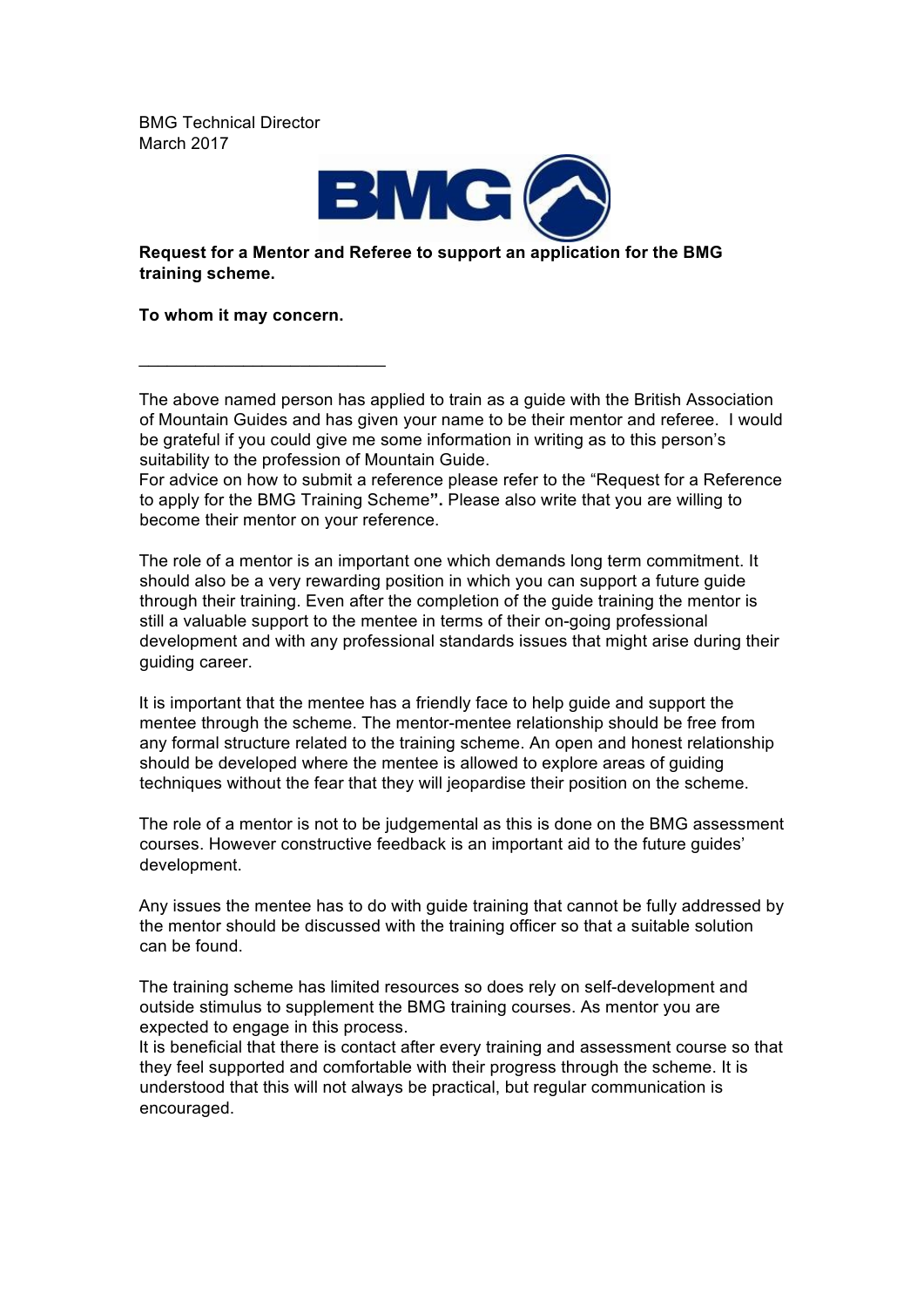BMG Technical Director
March 2017

**Request for a Mentor and Referee to support an application for the BMG training scheme.**

**To whom it may concern.**

\_\_\_\_\_\_\_\_\_\_\_\_\_\_\_\_\_\_\_\_\_\_\_\_\_\_\_

The above named person has applied to train as a guide with the British Association of Mountain Guides and has given your name to be their mentor and referee. I would be grateful if you could give me some information in writing as to this person's suitability to the profession of Mountain Guide.
For advice on how to submit a reference please refer to the "Request for a Reference to apply for the BMG Training Scheme**".** Please also write that you are willing to become their mentor on your reference.

The role of a mentor is an important one which demands long term commitment. It should also be a very rewarding position in which you can support a future guide through their training. Even after the completion of the guide training the mentor is still a valuable support to the mentee in terms of their on-going professional development and with any professional standards issues that might arise during their guiding career.

It is important that the mentee has a friendly face to help guide and support the mentee through the scheme. The mentor-mentee relationship should be free from any formal structure related to the training scheme. An open and honest relationship should be developed where the mentee is allowed to explore areas of guiding techniques without the fear that they will jeopardise their position on the scheme.

The role of a mentor is not to be judgemental as this is done on the BMG assessment courses. However constructive feedback is an important aid to the future guides' development.

Any issues the mentee has to do with guide training that cannot be fully addressed by the mentor should be discussed with the training officer so that a suitable solution can be found.

The training scheme has limited resources so does rely on self-development and outside stimulus to supplement the BMG training courses. As mentor you are expected to engage in this process.
It is beneficial that there is contact after every training and assessment course so that they feel supported and comfortable with their progress through the scheme. It is understood that this will not always be practical, but regular communication is encouraged.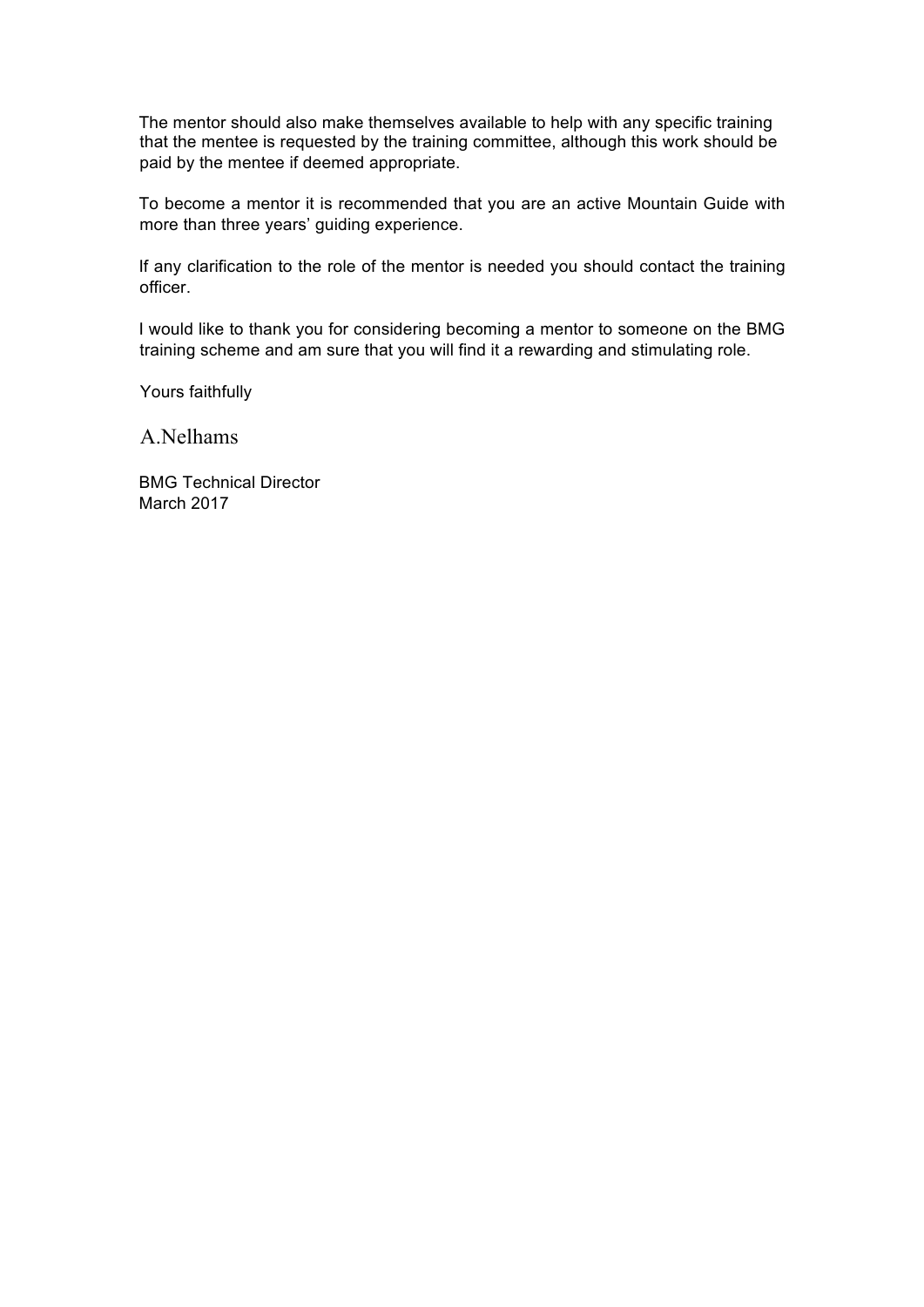The mentor should also make themselves available to help with any specific training that the mentee is requested by the training committee, although this work should be paid by the mentee if deemed appropriate.

To become a mentor it is recommended that you are an active Mountain Guide with more than three years' guiding experience.

If any clarification to the role of the mentor is needed you should contact the training officer.

I would like to thank you for considering becoming a mentor to someone on the BMG training scheme and am sure that you will find it a rewarding and stimulating role.

Yours faithfully

A.Nelhams

BMG Technical Director
March 2017